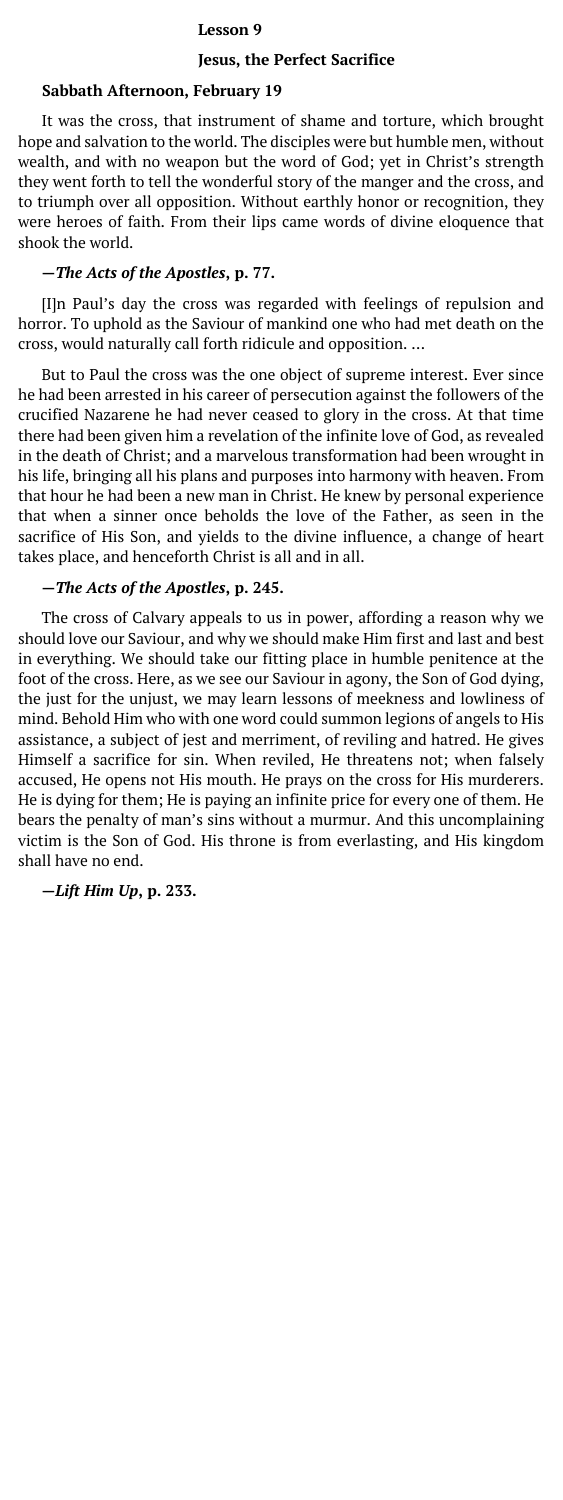**Lesson 9**

# Jesus, the Perfect Sacrifice

## Sabbath Afternoon, February 19

It was the cross, that instrument of shame and torture, which brought hope and salvation to the world. The disciples were but humble men, without wealth, and with no weapon but the word of God; yet in Christ's strength they went forth to tell the wonderful story of the manger and the cross, and to triumph over all opposition. Without earthly honor or recognition, they were heroes of faith. From their lips came words of divine eloquence that shook the world.

**—*The Acts of the Apostles*, p. 77.**

[I]n Paul's day the cross was regarded with feelings of repulsion and horror. To uphold as the Saviour of mankind one who had met death on the cross, would naturally call forth ridicule and opposition. ...

But to Paul the cross was the one object of supreme interest. Ever since he had been arrested in his career of persecution against the followers of the crucified Nazarene he had never ceased to glory in the cross. At that time there had been given him a revelation of the infinite love of God, as revealed in the death of Christ; and a marvelous transformation had been wrought in his life, bringing all his plans and purposes into harmony with heaven. From that hour he had been a new man in Christ. He knew by personal experience that when a sinner once beholds the love of the Father, as seen in the sacrifice of His Son, and yields to the divine influence, a change of heart takes place, and henceforth Christ is all and in all.

**—*The Acts of the Apostles*, p. 245.**

The cross of Calvary appeals to us in power, affording a reason why we should love our Saviour, and why we should make Him first and last and best in everything. We should take our fitting place in humble penitence at the foot of the cross. Here, as we see our Saviour in agony, the Son of God dying, the just for the unjust, we may learn lessons of meekness and lowliness of mind. Behold Him who with one word could summon legions of angels to His assistance, a subject of jest and merriment, of reviling and hatred. He gives Himself a sacrifice for sin. When reviled, He threatens not; when falsely accused, He opens not His mouth. He prays on the cross for His murderers. He is dying for them; He is paying an infinite price for every one of them. He bears the penalty of man's sins without a murmur. And this uncomplaining victim is the Son of God. His throne is from everlasting, and His kingdom shall have no end.

**—*Lift Him Up*, p. 233.**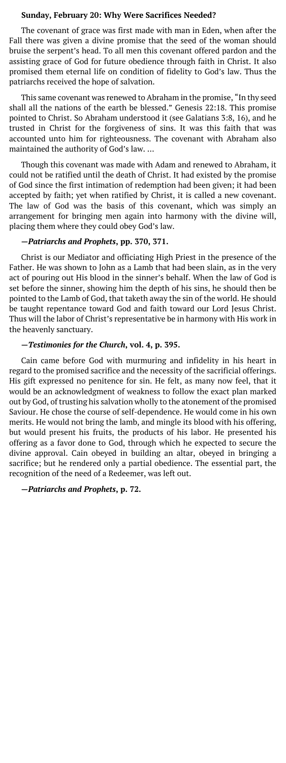## Sunday, February 20: Why Were Sacrifices Needed?

The covenant of grace was first made with man in Eden, when after the Fall there was given a divine promise that the seed of the woman should bruise the serpent's head. To all men this covenant offered pardon and the assisting grace of God for future obedience through faith in Christ. It also promised them eternal life on condition of fidelity to God's law. Thus the patriarchs received the hope of salvation.

This same covenant was renewed to Abraham in the promise, "In thy seed shall all the nations of the earth be blessed." Genesis 22:18. This promise pointed to Christ. So Abraham understood it (see Galatians 3:8, 16), and he trusted in Christ for the forgiveness of sins. It was this faith that was accounted unto him for righteousness. The covenant with Abraham also maintained the authority of God's law. ...

Though this covenant was made with Adam and renewed to Abraham, it could not be ratified until the death of Christ. It had existed by the promise of God since the first intimation of redemption had been given; it had been accepted by faith; yet when ratified by Christ, it is called a new covenant. The law of God was the basis of this covenant, which was simply an arrangement for bringing men again into harmony with the divine will, placing them where they could obey God's law.

**—*Patriarchs and Prophets*, pp. 370, 371.**

Christ is our Mediator and officiating High Priest in the presence of the Father. He was shown to John as a Lamb that had been slain, as in the very act of pouring out His blood in the sinner's behalf. When the law of God is set before the sinner, showing him the depth of his sins, he should then be pointed to the Lamb of God, that taketh away the sin of the world. He should be taught repentance toward God and faith toward our Lord Jesus Christ. Thus will the labor of Christ's representative be in harmony with His work in the heavenly sanctuary.

**—*Testimonies for the Church*, vol. 4, p. 395.**

Cain came before God with murmuring and infidelity in his heart in regard to the promised sacrifice and the necessity of the sacrificial offerings. His gift expressed no penitence for sin. He felt, as many now feel, that it would be an acknowledgment of weakness to follow the exact plan marked out by God, of trusting his salvation wholly to the atonement of the promised Saviour. He chose the course of self-dependence. He would come in his own merits. He would not bring the lamb, and mingle its blood with his offering, but would present his fruits, the products of his labor. He presented his offering as a favor done to God, through which he expected to secure the divine approval. Cain obeyed in building an altar, obeyed in bringing a sacrifice; but he rendered only a partial obedience. The essential part, the recognition of the need of a Redeemer, was left out.

**—*Patriarchs and Prophets*, p. 72.**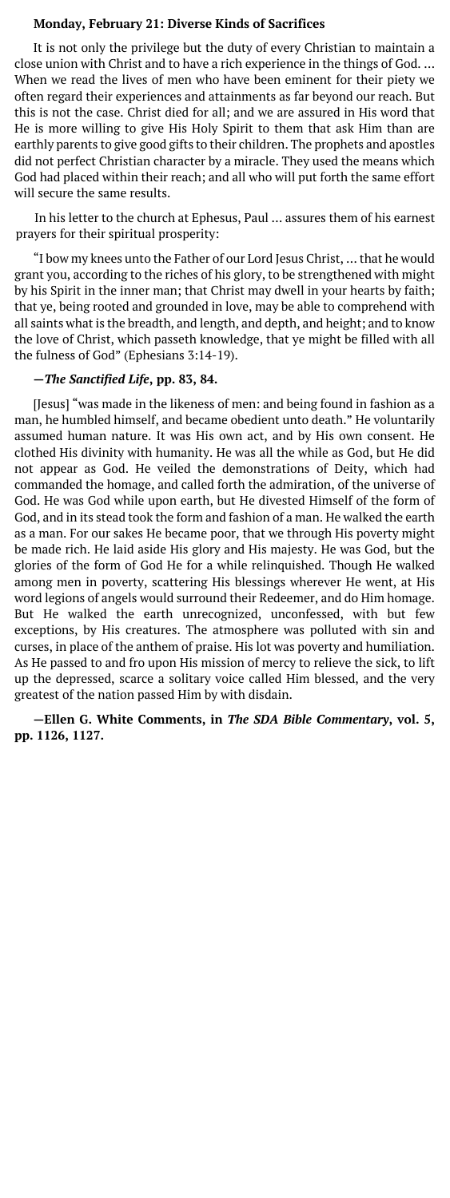### Monday, February 21: Diverse Kinds of Sacrifices

It is not only the privilege but the duty of every Christian to maintain a close union with Christ and to have a rich experience in the things of God. … When we read the lives of men who have been eminent for their piety we often regard their experiences and attainments as far beyond our reach. But this is not the case. Christ died for all; and we are assured in His word that He is more willing to give His Holy Spirit to them that ask Him than are earthly parents to give good gifts to their children. The prophets and apostles did not perfect Christian character by a miracle. They used the means which God had placed within their reach; and all who will put forth the same effort will secure the same results.

In his letter to the church at Ephesus, Paul … assures them of his earnest prayers for their spiritual prosperity:

"I bow my knees unto the Father of our Lord Jesus Christ, … that he would grant you, according to the riches of his glory, to be strengthened with might by his Spirit in the inner man; that Christ may dwell in your hearts by faith; that ye, being rooted and grounded in love, may be able to comprehend with all saints what is the breadth, and length, and depth, and height; and to know the love of Christ, which passeth knowledge, that ye might be filled with all the fulness of God" (Ephesians 3:14-19).

**—*The Sanctified Life*, pp. 83, 84.**

[Jesus] "was made in the likeness of men: and being found in fashion as a man, he humbled himself, and became obedient unto death." He voluntarily assumed human nature. It was His own act, and by His own consent. He clothed His divinity with humanity. He was all the while as God, but He did not appear as God. He veiled the demonstrations of Deity, which had commanded the homage, and called forth the admiration, of the universe of God. He was God while upon earth, but He divested Himself of the form of God, and in its stead took the form and fashion of a man. He walked the earth as a man. For our sakes He became poor, that we through His poverty might be made rich. He laid aside His glory and His majesty. He was God, but the glories of the form of God He for a while relinquished. Though He walked among men in poverty, scattering His blessings wherever He went, at His word legions of angels would surround their Redeemer, and do Him homage. But He walked the earth unrecognized, unconfessed, with but few exceptions, by His creatures. The atmosphere was polluted with sin and curses, in place of the anthem of praise. His lot was poverty and humiliation. As He passed to and fro upon His mission of mercy to relieve the sick, to lift up the depressed, scarce a solitary voice called Him blessed, and the very greatest of the nation passed Him by with disdain.

**—Ellen G. White Comments, in *The SDA Bible Commentary*, vol. 5, pp. 1126, 1127.**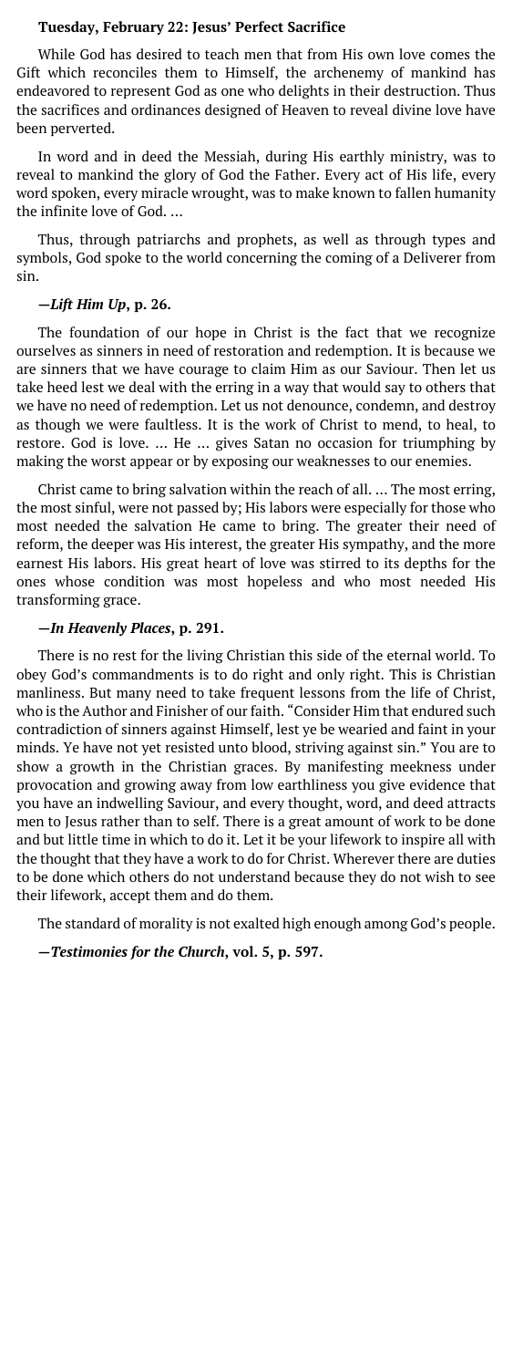### Tuesday, February 22: Jesus' Perfect Sacrifice

While God has desired to teach men that from His own love comes the Gift which reconciles them to Himself, the archenemy of mankind has endeavored to represent God as one who delights in their destruction. Thus the sacrifices and ordinances designed of Heaven to reveal divine love have been perverted.

In word and in deed the Messiah, during His earthly ministry, was to reveal to mankind the glory of God the Father. Every act of His life, every word spoken, every miracle wrought, was to make known to fallen humanity the infinite love of God. …

Thus, through patriarchs and prophets, as well as through types and symbols, God spoke to the world concerning the coming of a Deliverer from sin.

**—*Lift Him Up*, p. 26.**

The foundation of our hope in Christ is the fact that we recognize ourselves as sinners in need of restoration and redemption. It is because we are sinners that we have courage to claim Him as our Saviour. Then let us take heed lest we deal with the erring in a way that would say to others that we have no need of redemption. Let us not denounce, condemn, and destroy as though we were faultless. It is the work of Christ to mend, to heal, to restore. God is love. … He … gives Satan no occasion for triumphing by making the worst appear or by exposing our weaknesses to our enemies.

Christ came to bring salvation within the reach of all. … The most erring, the most sinful, were not passed by; His labors were especially for those who most needed the salvation He came to bring. The greater their need of reform, the deeper was His interest, the greater His sympathy, and the more earnest His labors. His great heart of love was stirred to its depths for the ones whose condition was most hopeless and who most needed His transforming grace.

**—*In Heavenly Places*, p. 291.**

There is no rest for the living Christian this side of the eternal world. To obey God's commandments is to do right and only right. This is Christian manliness. But many need to take frequent lessons from the life of Christ, who is the Author and Finisher of our faith. "Consider Him that endured such contradiction of sinners against Himself, lest ye be wearied and faint in your minds. Ye have not yet resisted unto blood, striving against sin." You are to show a growth in the Christian graces. By manifesting meekness under provocation and growing away from low earthliness you give evidence that you have an indwelling Saviour, and every thought, word, and deed attracts men to Jesus rather than to self. There is a great amount of work to be done and but little time in which to do it. Let it be your lifework to inspire all with the thought that they have a work to do for Christ. Wherever there are duties to be done which others do not understand because they do not wish to see their lifework, accept them and do them.

The standard of morality is not exalted high enough among God's people.

**—*Testimonies for the Church*, vol. 5, p. 597.**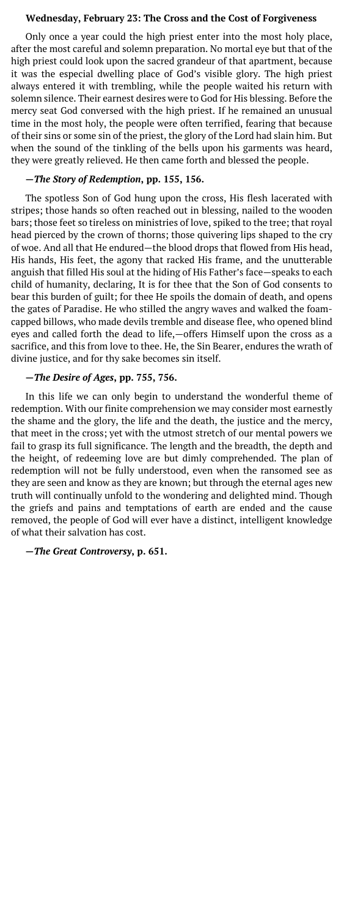### Wednesday, February 23: The Cross and the Cost of Forgiveness

Only once a year could the high priest enter into the most holy place, after the most careful and solemn preparation. No mortal eye but that of the high priest could look upon the sacred grandeur of that apartment, because it was the especial dwelling place of God's visible glory. The high priest always entered it with trembling, while the people waited his return with solemn silence. Their earnest desires were to God for His blessing. Before the mercy seat God conversed with the high priest. If he remained an unusual time in the most holy, the people were often terrified, fearing that because of their sins or some sin of the priest, the glory of the Lord had slain him. But when the sound of the tinkling of the bells upon his garments was heard, they were greatly relieved. He then came forth and blessed the people.

**—*The Story of Redemption*, pp. 155, 156.**

The spotless Son of God hung upon the cross, His flesh lacerated with stripes; those hands so often reached out in blessing, nailed to the wooden bars; those feet so tireless on ministries of love, spiked to the tree; that royal head pierced by the crown of thorns; those quivering lips shaped to the cry of woe. And all that He endured—the blood drops that flowed from His head, His hands, His feet, the agony that racked His frame, and the unutterable anguish that filled His soul at the hiding of His Father's face—speaks to each child of humanity, declaring, It is for thee that the Son of God consents to bear this burden of guilt; for thee He spoils the domain of death, and opens the gates of Paradise. He who stilled the angry waves and walked the foam-capped billows, who made devils tremble and disease flee, who opened blind eyes and called forth the dead to life,—offers Himself upon the cross as a sacrifice, and this from love to thee. He, the Sin Bearer, endures the wrath of divine justice, and for thy sake becomes sin itself.

**—*The Desire of Ages*, pp. 755, 756.**

In this life we can only begin to understand the wonderful theme of redemption. With our finite comprehension we may consider most earnestly the shame and the glory, the life and the death, the justice and the mercy, that meet in the cross; yet with the utmost stretch of our mental powers we fail to grasp its full significance. The length and the breadth, the depth and the height, of redeeming love are but dimly comprehended. The plan of redemption will not be fully understood, even when the ransomed see as they are seen and know as they are known; but through the eternal ages new truth will continually unfold to the wondering and delighted mind. Though the griefs and pains and temptations of earth are ended and the cause removed, the people of God will ever have a distinct, intelligent knowledge of what their salvation has cost.

**—*The Great Controversy*, p. 651.**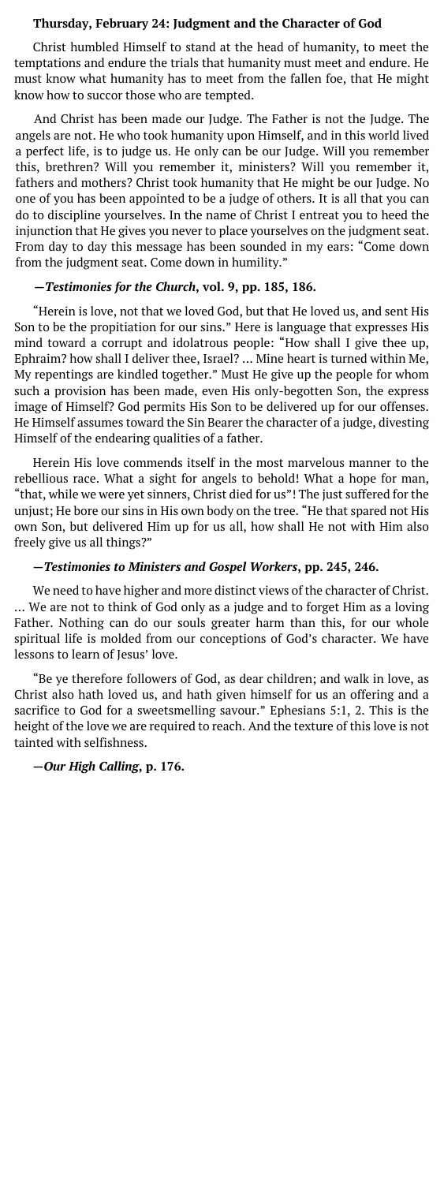### Thursday, February 24: Judgment and the Character of God

Christ humbled Himself to stand at the head of humanity, to meet the temptations and endure the trials that humanity must meet and endure. He must know what humanity has to meet from the fallen foe, that He might know how to succor those who are tempted.

And Christ has been made our Judge. The Father is not the Judge. The angels are not. He who took humanity upon Himself, and in this world lived a perfect life, is to judge us. He only can be our Judge. Will you remember this, brethren? Will you remember it, ministers? Will you remember it, fathers and mothers? Christ took humanity that He might be our Judge. No one of you has been appointed to be a judge of others. It is all that you can do to discipline yourselves. In the name of Christ I entreat you to heed the injunction that He gives you never to place yourselves on the judgment seat. From day to day this message has been sounded in my ears: "Come down from the judgment seat. Come down in humility."

**—*Testimonies for the Church*, vol. 9, pp. 185, 186.**

"Herein is love, not that we loved God, but that He loved us, and sent His Son to be the propitiation for our sins." Here is language that expresses His mind toward a corrupt and idolatrous people: "How shall I give thee up, Ephraim? how shall I deliver thee, Israel? ... Mine heart is turned within Me, My repentings are kindled together." Must He give up the people for whom such a provision has been made, even His only-begotten Son, the express image of Himself? God permits His Son to be delivered up for our offenses. He Himself assumes toward the Sin Bearer the character of a judge, divesting Himself of the endearing qualities of a father.

Herein His love commends itself in the most marvelous manner to the rebellious race. What a sight for angels to behold! What a hope for man, "that, while we were yet sinners, Christ died for us"! The just suffered for the unjust; He bore our sins in His own body on the tree. "He that spared not His own Son, but delivered Him up for us all, how shall He not with Him also freely give us all things?"

**—*Testimonies to Ministers and Gospel Workers*, pp. 245, 246.**

We need to have higher and more distinct views of the character of Christ. ... We are not to think of God only as a judge and to forget Him as a loving Father. Nothing can do our souls greater harm than this, for our whole spiritual life is molded from our conceptions of God's character. We have lessons to learn of Jesus' love.

"Be ye therefore followers of God, as dear children; and walk in love, as Christ also hath loved us, and hath given himself for us an offering and a sacrifice to God for a sweetsmelling savour." Ephesians 5:1, 2. This is the height of the love we are required to reach. And the texture of this love is not tainted with selfishness.

**—*Our High Calling*, p. 176.**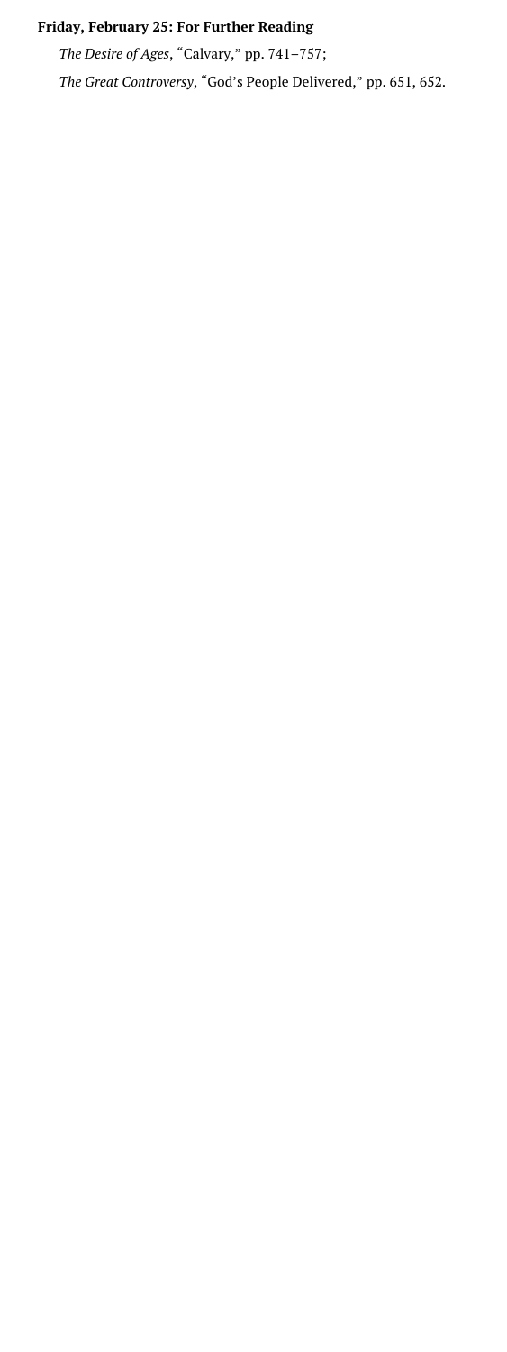**Friday, February 25: For Further Reading**

*The Desire of Ages*, "Calvary," pp. 741–757;

*The Great Controversy*, "God's People Delivered," pp. 651, 652.